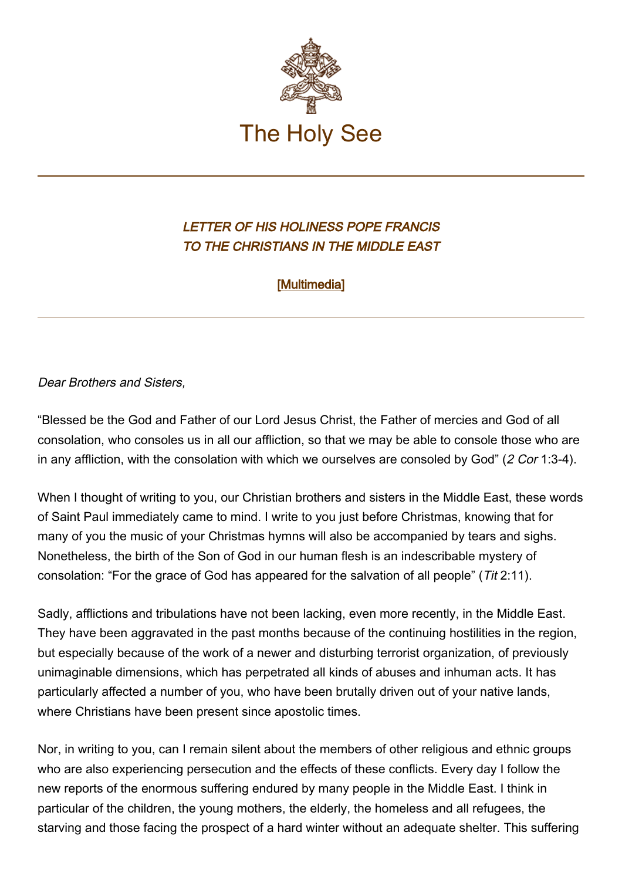# The Holy See

## *LETTER OF HIS HOLINESS POPE FRANCIS TO THE CHRISTIANS IN THE MIDDLE EAST*

[Multimedia]

---

*Dear Brothers and Sisters,*

“Blessed be the God and Father of our Lord Jesus Christ, the Father of mercies and God of all consolation, who consoles us in all our affliction, so that we may be able to console those who are in any affliction, with the consolation with which we ourselves are consoled by God” (*2 Cor* 1:3-4).

When I thought of writing to you, our Christian brothers and sisters in the Middle East, these words of Saint Paul immediately came to mind. I write to you just before Christmas, knowing that for many of you the music of your Christmas hymns will also be accompanied by tears and sighs. Nonetheless, the birth of the Son of God in our human flesh is an indescribable mystery of consolation: “For the grace of God has appeared for the salvation of all people” (*Tit* 2:11).

Sadly, afflictions and tribulations have not been lacking, even more recently, in the Middle East. They have been aggravated in the past months because of the continuing hostilities in the region, but especially because of the work of a newer and disturbing terrorist organization, of previously unimaginable dimensions, which has perpetrated all kinds of abuses and inhuman acts. It has particularly affected a number of you, who have been brutally driven out of your native lands, where Christians have been present since apostolic times.

Nor, in writing to you, can I remain silent about the members of other religious and ethnic groups who are also experiencing persecution and the effects of these conflicts. Every day I follow the new reports of the enormous suffering endured by many people in the Middle East. I think in particular of the children, the young mothers, the elderly, the homeless and all refugees, the starving and those facing the prospect of a hard winter without an adequate shelter. This suffering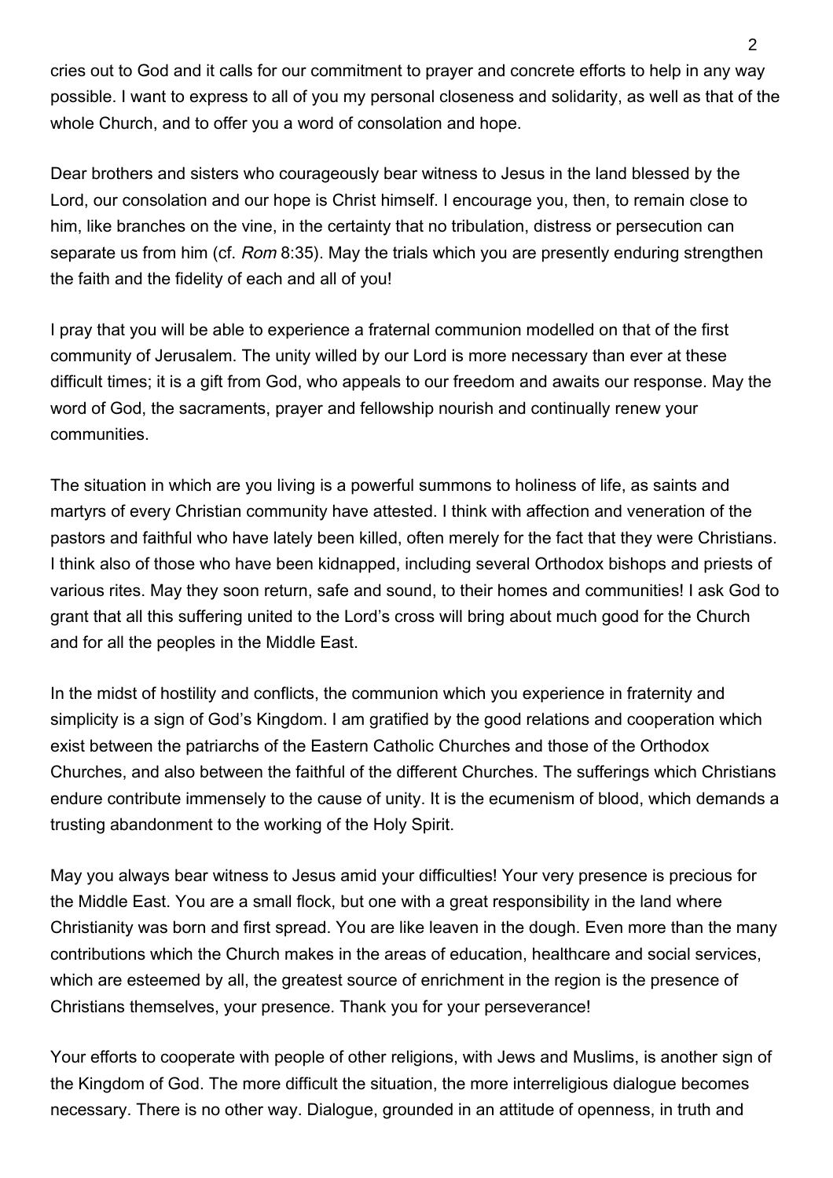cries out to God and it calls for our commitment to prayer and concrete efforts to help in any way possible. I want to express to all of you my personal closeness and solidarity, as well as that of the whole Church, and to offer you a word of consolation and hope.

Dear brothers and sisters who courageously bear witness to Jesus in the land blessed by the Lord, our consolation and our hope is Christ himself. I encourage you, then, to remain close to him, like branches on the vine, in the certainty that no tribulation, distress or persecution can separate us from him (cf. *Rom* 8:35). May the trials which you are presently enduring strengthen the faith and the fidelity of each and all of you!

I pray that you will be able to experience a fraternal communion modelled on that of the first community of Jerusalem. The unity willed by our Lord is more necessary than ever at these difficult times; it is a gift from God, who appeals to our freedom and awaits our response. May the word of God, the sacraments, prayer and fellowship nourish and continually renew your communities.

The situation in which are you living is a powerful summons to holiness of life, as saints and martyrs of every Christian community have attested. I think with affection and veneration of the pastors and faithful who have lately been killed, often merely for the fact that they were Christians. I think also of those who have been kidnapped, including several Orthodox bishops and priests of various rites. May they soon return, safe and sound, to their homes and communities! I ask God to grant that all this suffering united to the Lord's cross will bring about much good for the Church and for all the peoples in the Middle East.

In the midst of hostility and conflicts, the communion which you experience in fraternity and simplicity is a sign of God's Kingdom. I am gratified by the good relations and cooperation which exist between the patriarchs of the Eastern Catholic Churches and those of the Orthodox Churches, and also between the faithful of the different Churches. The sufferings which Christians endure contribute immensely to the cause of unity. It is the ecumenism of blood, which demands a trusting abandonment to the working of the Holy Spirit.

May you always bear witness to Jesus amid your difficulties! Your very presence is precious for the Middle East. You are a small flock, but one with a great responsibility in the land where Christianity was born and first spread. You are like leaven in the dough. Even more than the many contributions which the Church makes in the areas of education, healthcare and social services, which are esteemed by all, the greatest source of enrichment in the region is the presence of Christians themselves, your presence. Thank you for your perseverance!

Your efforts to cooperate with people of other religions, with Jews and Muslims, is another sign of the Kingdom of God. The more difficult the situation, the more interreligious dialogue becomes necessary. There is no other way. Dialogue, grounded in an attitude of openness, in truth and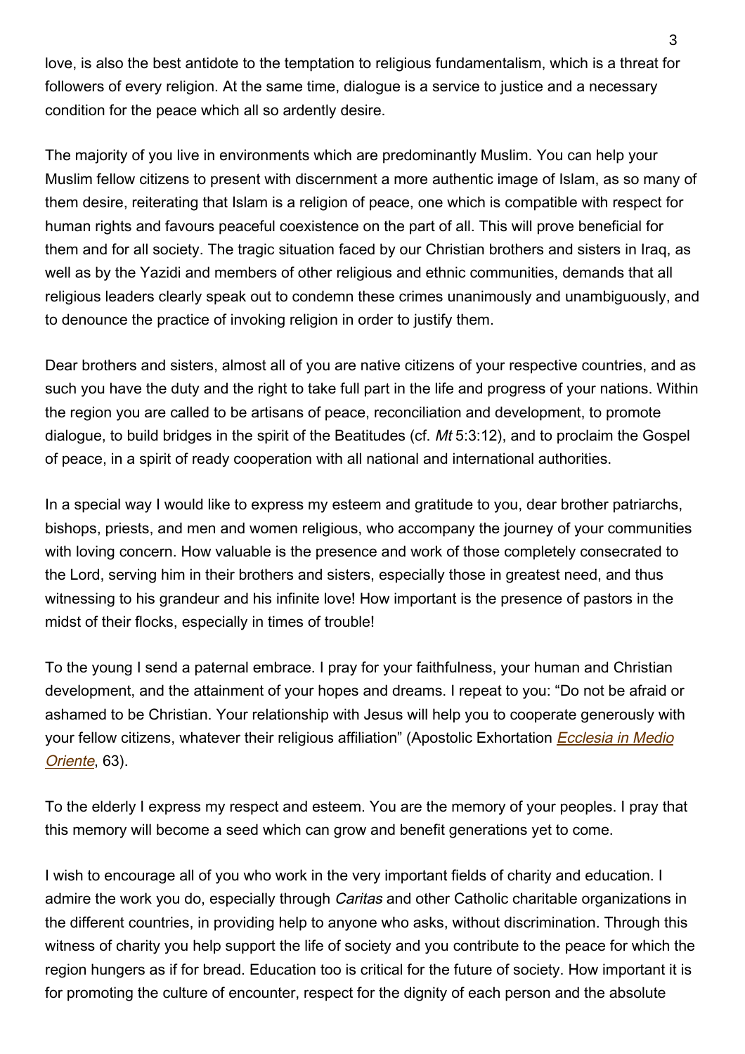love, is also the best antidote to the temptation to religious fundamentalism, which is a threat for followers of every religion. At the same time, dialogue is a service to justice and a necessary condition for the peace which all so ardently desire.

The majority of you live in environments which are predominantly Muslim. You can help your Muslim fellow citizens to present with discernment a more authentic image of Islam, as so many of them desire, reiterating that Islam is a religion of peace, one which is compatible with respect for human rights and favours peaceful coexistence on the part of all. This will prove beneficial for them and for all society. The tragic situation faced by our Christian brothers and sisters in Iraq, as well as by the Yazidi and members of other religious and ethnic communities, demands that all religious leaders clearly speak out to condemn these crimes unanimously and unambiguously, and to denounce the practice of invoking religion in order to justify them.

Dear brothers and sisters, almost all of you are native citizens of your respective countries, and as such you have the duty and the right to take full part in the life and progress of your nations. Within the region you are called to be artisans of peace, reconciliation and development, to promote dialogue, to build bridges in the spirit of the Beatitudes (cf. *Mt* 5:3:12), and to proclaim the Gospel of peace, in a spirit of ready cooperation with all national and international authorities.

In a special way I would like to express my esteem and gratitude to you, dear brother patriarchs, bishops, priests, and men and women religious, who accompany the journey of your communities with loving concern. How valuable is the presence and work of those completely consecrated to the Lord, serving him in their brothers and sisters, especially those in greatest need, and thus witnessing to his grandeur and his infinite love! How important is the presence of pastors in the midst of their flocks, especially in times of trouble!

To the young I send a paternal embrace. I pray for your faithfulness, your human and Christian development, and the attainment of your hopes and dreams. I repeat to you: "Do not be afraid or ashamed to be Christian. Your relationship with Jesus will help you to cooperate generously with your fellow citizens, whatever their religious affiliation" (Apostolic Exhortation *Ecclesia in Medio Oriente*, 63).

To the elderly I express my respect and esteem. You are the memory of your peoples. I pray that this memory will become a seed which can grow and benefit generations yet to come.

I wish to encourage all of you who work in the very important fields of charity and education. I admire the work you do, especially through *Caritas* and other Catholic charitable organizations in the different countries, in providing help to anyone who asks, without discrimination. Through this witness of charity you help support the life of society and you contribute to the peace for which the region hungers as if for bread. Education too is critical for the future of society. How important it is for promoting the culture of encounter, respect for the dignity of each person and the absolute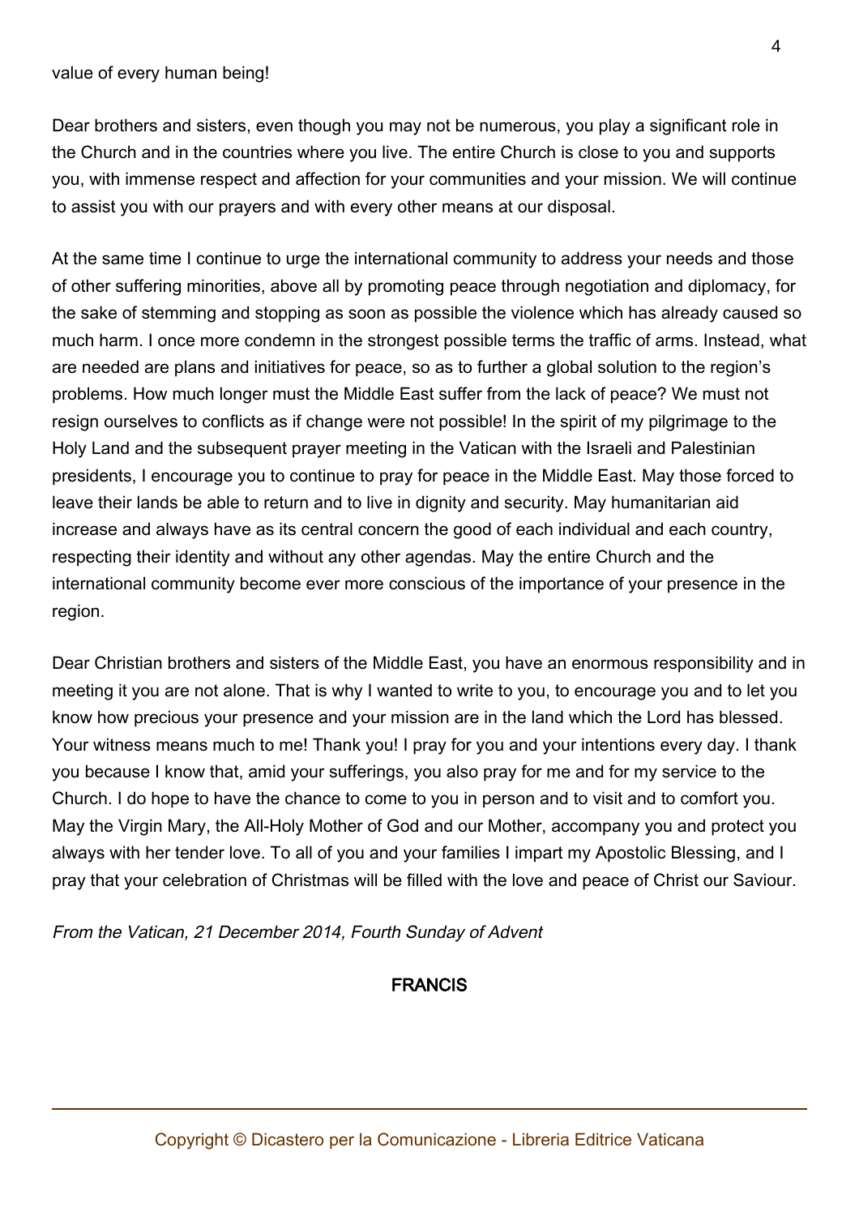value of every human being!

Dear brothers and sisters, even though you may not be numerous, you play a significant role in the Church and in the countries where you live. The entire Church is close to you and supports you, with immense respect and affection for your communities and your mission. We will continue to assist you with our prayers and with every other means at our disposal.

At the same time I continue to urge the international community to address your needs and those of other suffering minorities, above all by promoting peace through negotiation and diplomacy, for the sake of stemming and stopping as soon as possible the violence which has already caused so much harm. I once more condemn in the strongest possible terms the traffic of arms. Instead, what are needed are plans and initiatives for peace, so as to further a global solution to the region's problems. How much longer must the Middle East suffer from the lack of peace? We must not resign ourselves to conflicts as if change were not possible! In the spirit of my pilgrimage to the Holy Land and the subsequent prayer meeting in the Vatican with the Israeli and Palestinian presidents, I encourage you to continue to pray for peace in the Middle East. May those forced to leave their lands be able to return and to live in dignity and security. May humanitarian aid increase and always have as its central concern the good of each individual and each country, respecting their identity and without any other agendas. May the entire Church and the international community become ever more conscious of the importance of your presence in the region.

Dear Christian brothers and sisters of the Middle East, you have an enormous responsibility and in meeting it you are not alone. That is why I wanted to write to you, to encourage you and to let you know how precious your presence and your mission are in the land which the Lord has blessed. Your witness means much to me! Thank you! I pray for you and your intentions every day. I thank you because I know that, amid your sufferings, you also pray for me and for my service to the Church. I do hope to have the chance to come to you in person and to visit and to comfort you. May the Virgin Mary, the All-Holy Mother of God and our Mother, accompany you and protect you always with her tender love. To all of you and your families I impart my Apostolic Blessing, and I pray that your celebration of Christmas will be filled with the love and peace of Christ our Saviour.

*From the Vatican, 21 December 2014, Fourth Sunday of Advent*

**FRANCIS**

Copyright © Dicastero per la Comunicazione - Libreria Editrice Vaticana